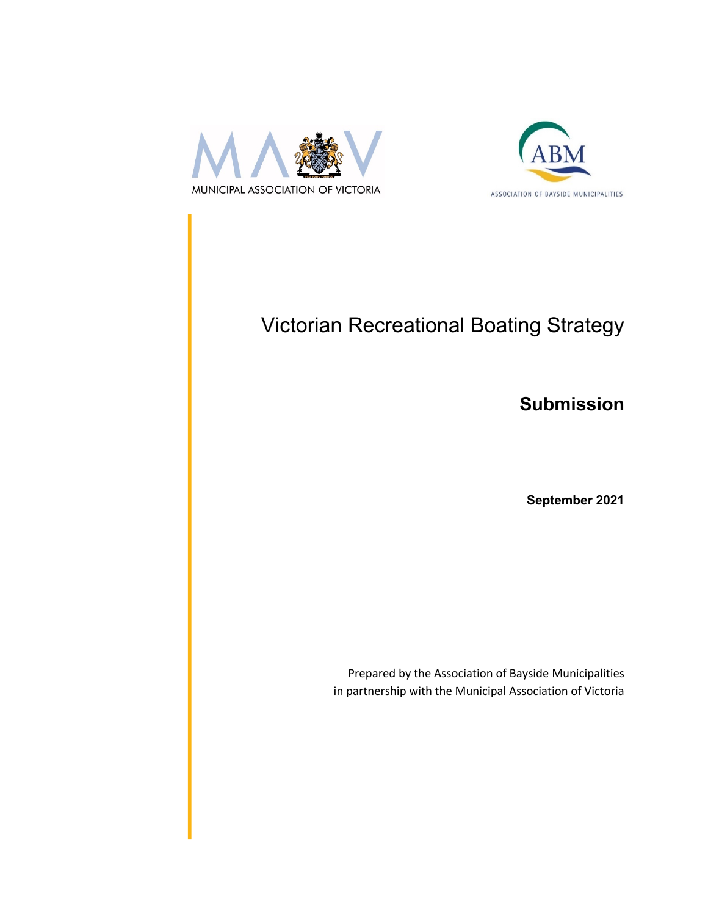MUNICIPAL ASSOCIATION OF VICTORIA

ASSOCIATION OF BAYSIDE MUNICIPALITIES

# Victorian Recreational Boating Strategy

## Submission

**September 2021**

Prepared by the Association of Bayside Municipalities
in partnership with the Municipal Association of Victoria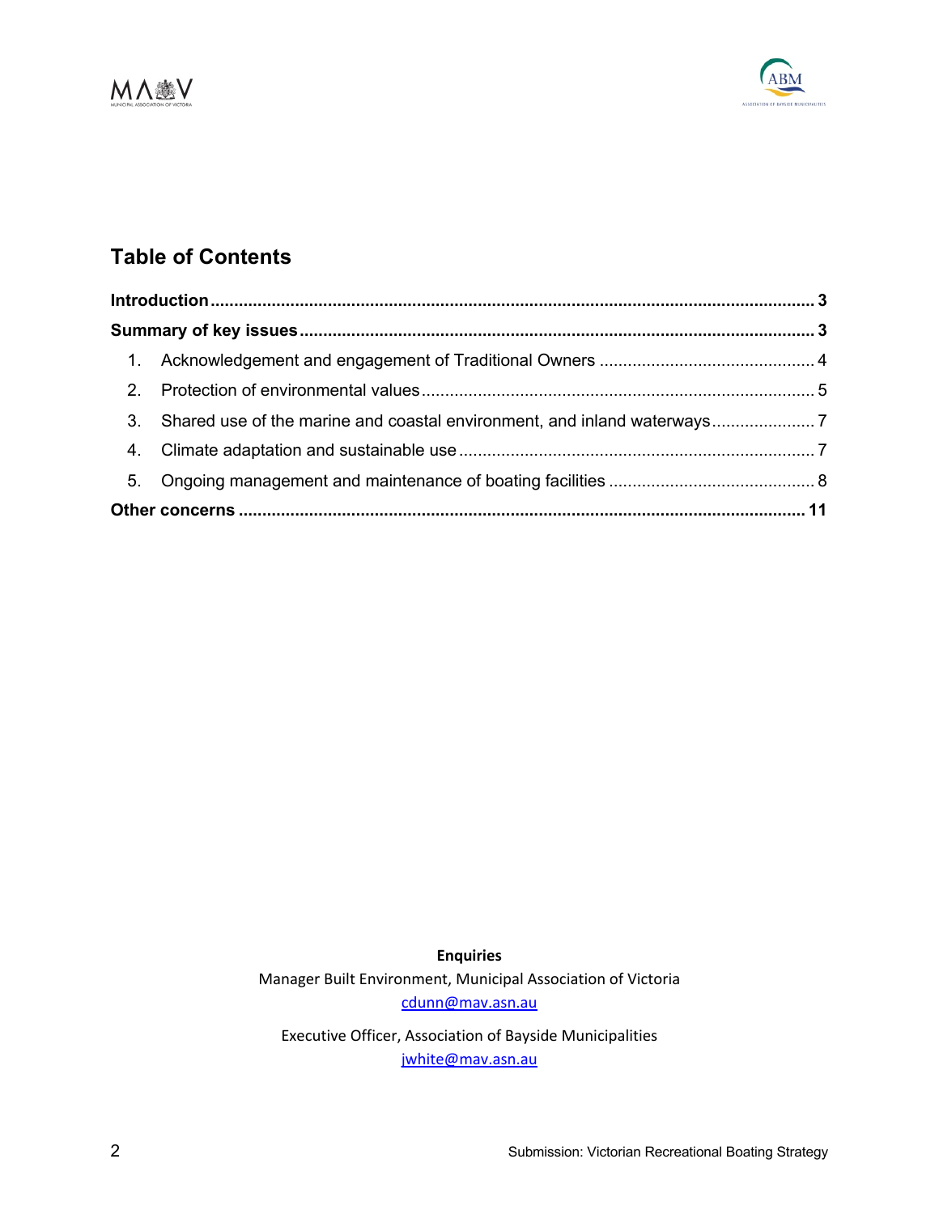## Table of Contents

| | |
|---|---|
| **Introduction** | **3** |
| **Summary of key issues** | **3** |
| 1. Acknowledgement and engagement of Traditional Owners | 4 |
| 2. Protection of environmental values | 5 |
| 3. Shared use of the marine and coastal environment, and inland waterways | 7 |
| 4. Climate adaptation and sustainable use | 7 |
| 5. Ongoing management and maintenance of boating facilities | 8 |
| **Other concerns** | **11** |

**Enquiries**

Manager Built Environment, Municipal Association of Victoria
cdunn@mav.asn.au

Executive Officer, Association of Bayside Municipalities
jwhite@mav.asn.au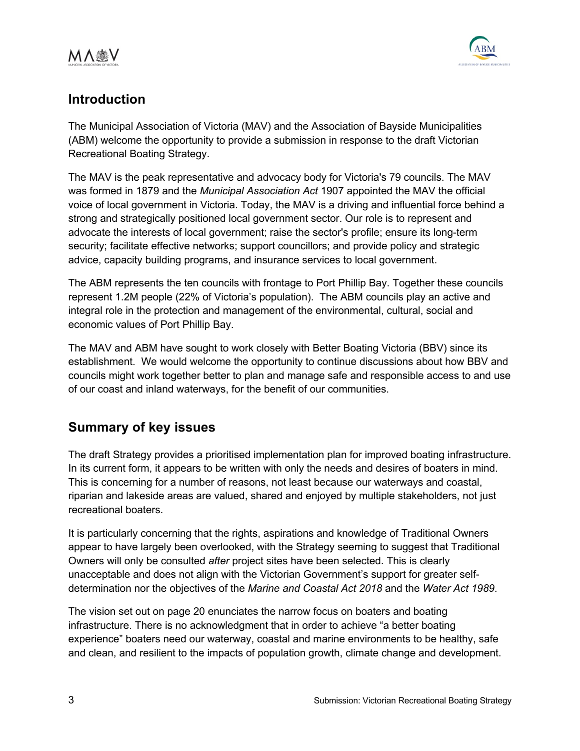## Introduction

The Municipal Association of Victoria (MAV) and the Association of Bayside Municipalities (ABM) welcome the opportunity to provide a submission in response to the draft Victorian Recreational Boating Strategy.

The MAV is the peak representative and advocacy body for Victoria's 79 councils. The MAV was formed in 1879 and the *Municipal Association Act* 1907 appointed the MAV the official voice of local government in Victoria. Today, the MAV is a driving and influential force behind a strong and strategically positioned local government sector. Our role is to represent and advocate the interests of local government; raise the sector's profile; ensure its long-term security; facilitate effective networks; support councillors; and provide policy and strategic advice, capacity building programs, and insurance services to local government.

The ABM represents the ten councils with frontage to Port Phillip Bay. Together these councils represent 1.2M people (22% of Victoria's population). The ABM councils play an active and integral role in the protection and management of the environmental, cultural, social and economic values of Port Phillip Bay.

The MAV and ABM have sought to work closely with Better Boating Victoria (BBV) since its establishment. We would welcome the opportunity to continue discussions about how BBV and councils might work together better to plan and manage safe and responsible access to and use of our coast and inland waterways, for the benefit of our communities.

## Summary of key issues

The draft Strategy provides a prioritised implementation plan for improved boating infrastructure. In its current form, it appears to be written with only the needs and desires of boaters in mind. This is concerning for a number of reasons, not least because our waterways and coastal, riparian and lakeside areas are valued, shared and enjoyed by multiple stakeholders, not just recreational boaters.

It is particularly concerning that the rights, aspirations and knowledge of Traditional Owners appear to have largely been overlooked, with the Strategy seeming to suggest that Traditional Owners will only be consulted *after* project sites have been selected. This is clearly unacceptable and does not align with the Victorian Government's support for greater self-determination nor the objectives of the *Marine and Coastal Act 2018* and the *Water Act 1989*.

The vision set out on page 20 enunciates the narrow focus on boaters and boating infrastructure. There is no acknowledgment that in order to achieve "a better boating experience" boaters need our waterway, coastal and marine environments to be healthy, safe and clean, and resilient to the impacts of population growth, climate change and development.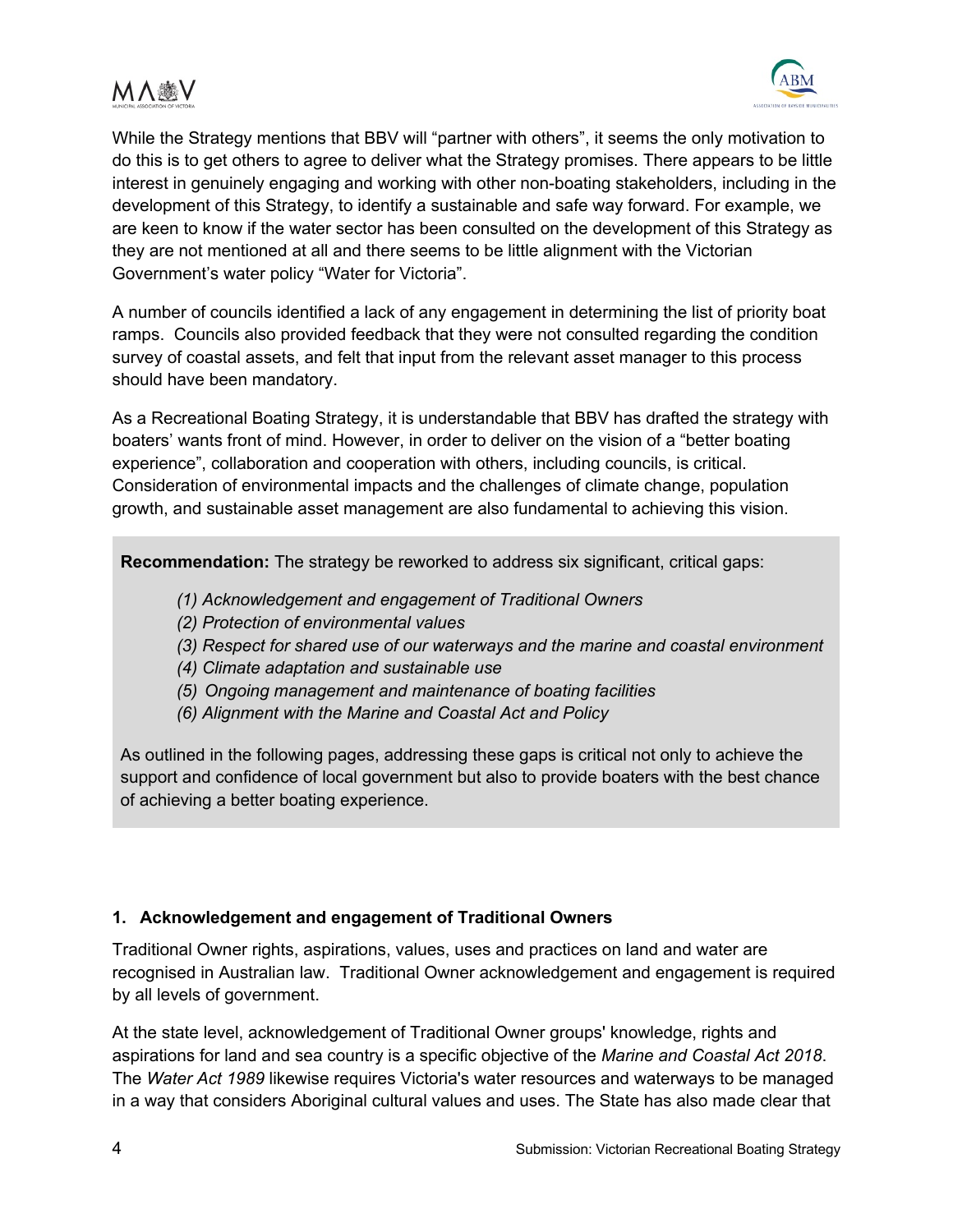While the Strategy mentions that BBV will "partner with others", it seems the only motivation to do this is to get others to agree to deliver what the Strategy promises. There appears to be little interest in genuinely engaging and working with other non-boating stakeholders, including in the development of this Strategy, to identify a sustainable and safe way forward. For example, we are keen to know if the water sector has been consulted on the development of this Strategy as they are not mentioned at all and there seems to be little alignment with the Victorian Government's water policy "Water for Victoria".

A number of councils identified a lack of any engagement in determining the list of priority boat ramps. Councils also provided feedback that they were not consulted regarding the condition survey of coastal assets, and felt that input from the relevant asset manager to this process should have been mandatory.

As a Recreational Boating Strategy, it is understandable that BBV has drafted the strategy with boaters' wants front of mind. However, in order to deliver on the vision of a "better boating experience", collaboration and cooperation with others, including councils, is critical. Consideration of environmental impacts and the challenges of climate change, population growth, and sustainable asset management are also fundamental to achieving this vision.

> **Recommendation:** The strategy be reworked to address six significant, critical gaps:
>
> *(1) Acknowledgement and engagement of Traditional Owners*
> *(2) Protection of environmental values*
> *(3) Respect for shared use of our waterways and the marine and coastal environment*
> *(4) Climate adaptation and sustainable use*
> *(5) Ongoing management and maintenance of boating facilities*
> *(6) Alignment with the Marine and Coastal Act and Policy*
>
> As outlined in the following pages, addressing these gaps is critical not only to achieve the support and confidence of local government but also to provide boaters with the best chance of achieving a better boating experience.

### 1. Acknowledgement and engagement of Traditional Owners

Traditional Owner rights, aspirations, values, uses and practices on land and water are recognised in Australian law. Traditional Owner acknowledgement and engagement is required by all levels of government.

At the state level, acknowledgement of Traditional Owner groups' knowledge, rights and aspirations for land and sea country is a specific objective of the *Marine and Coastal Act 2018*. The *Water Act 1989* likewise requires Victoria's water resources and waterways to be managed in a way that considers Aboriginal cultural values and uses. The State has also made clear that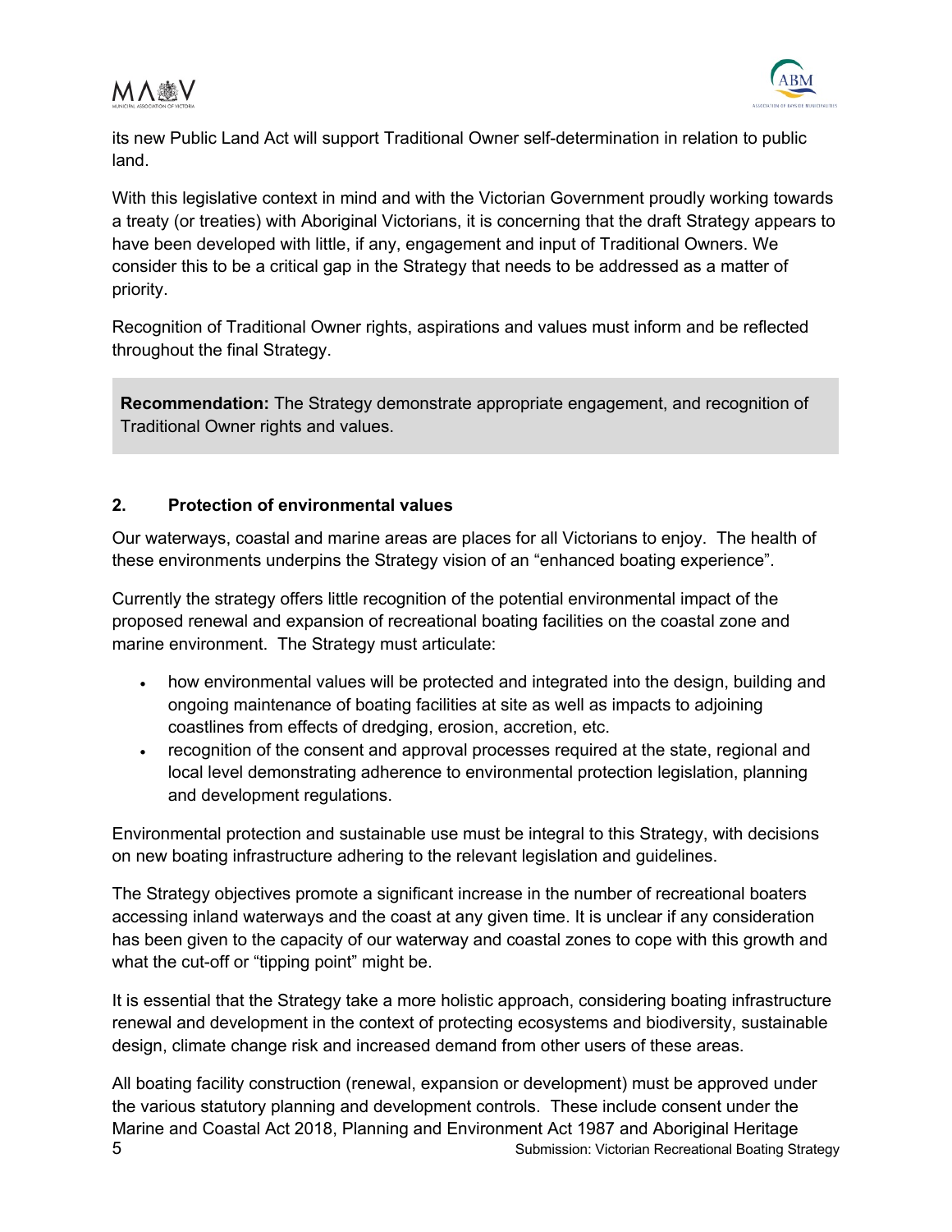its new Public Land Act will support Traditional Owner self-determination in relation to public land.

With this legislative context in mind and with the Victorian Government proudly working towards a treaty (or treaties) with Aboriginal Victorians, it is concerning that the draft Strategy appears to have been developed with little, if any, engagement and input of Traditional Owners. We consider this to be a critical gap in the Strategy that needs to be addressed as a matter of priority.

Recognition of Traditional Owner rights, aspirations and values must inform and be reflected throughout the final Strategy.

**Recommendation:** The Strategy demonstrate appropriate engagement, and recognition of Traditional Owner rights and values.

## 2. Protection of environmental values

Our waterways, coastal and marine areas are places for all Victorians to enjoy. The health of these environments underpins the Strategy vision of an "enhanced boating experience".

Currently the strategy offers little recognition of the potential environmental impact of the proposed renewal and expansion of recreational boating facilities on the coastal zone and marine environment. The Strategy must articulate:

- how environmental values will be protected and integrated into the design, building and ongoing maintenance of boating facilities at site as well as impacts to adjoining coastlines from effects of dredging, erosion, accretion, etc.
- recognition of the consent and approval processes required at the state, regional and local level demonstrating adherence to environmental protection legislation, planning and development regulations.

Environmental protection and sustainable use must be integral to this Strategy, with decisions on new boating infrastructure adhering to the relevant legislation and guidelines.

The Strategy objectives promote a significant increase in the number of recreational boaters accessing inland waterways and the coast at any given time. It is unclear if any consideration has been given to the capacity of our waterway and coastal zones to cope with this growth and what the cut-off or "tipping point" might be.

It is essential that the Strategy take a more holistic approach, considering boating infrastructure renewal and development in the context of protecting ecosystems and biodiversity, sustainable design, climate change risk and increased demand from other users of these areas.

All boating facility construction (renewal, expansion or development) must be approved under the various statutory planning and development controls. These include consent under the Marine and Coastal Act 2018, Planning and Environment Act 1987 and Aboriginal Heritage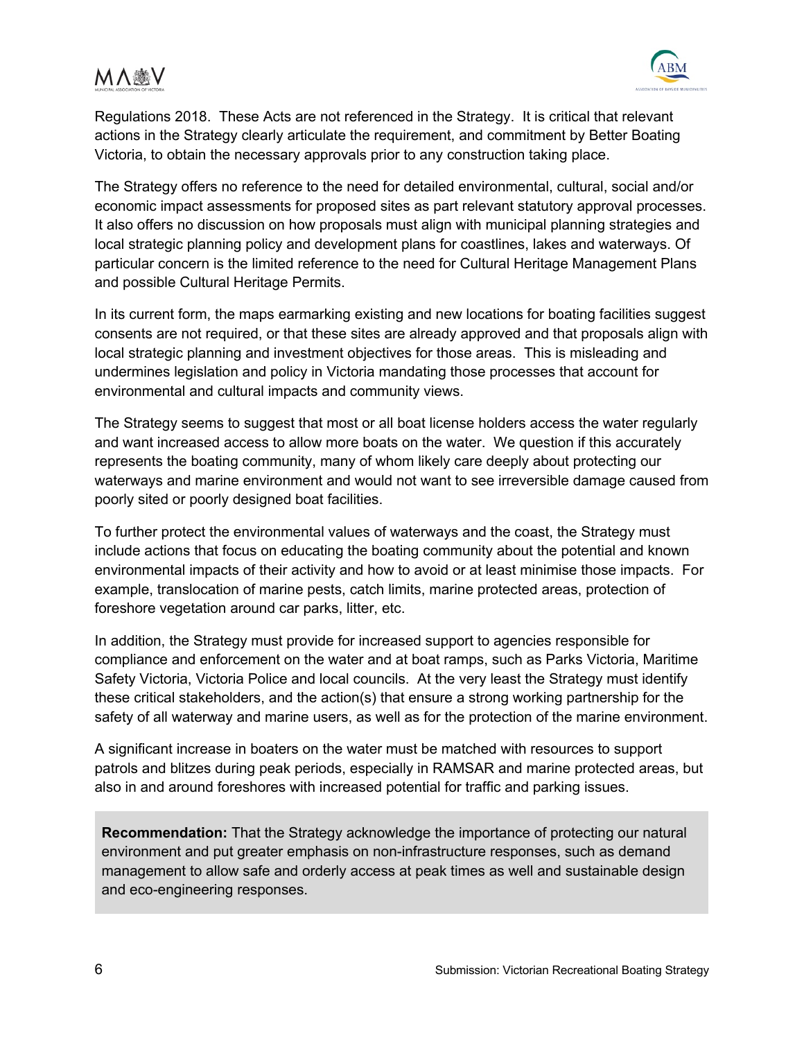Regulations 2018. These Acts are not referenced in the Strategy. It is critical that relevant actions in the Strategy clearly articulate the requirement, and commitment by Better Boating Victoria, to obtain the necessary approvals prior to any construction taking place.

The Strategy offers no reference to the need for detailed environmental, cultural, social and/or economic impact assessments for proposed sites as part relevant statutory approval processes. It also offers no discussion on how proposals must align with municipal planning strategies and local strategic planning policy and development plans for coastlines, lakes and waterways. Of particular concern is the limited reference to the need for Cultural Heritage Management Plans and possible Cultural Heritage Permits.

In its current form, the maps earmarking existing and new locations for boating facilities suggest consents are not required, or that these sites are already approved and that proposals align with local strategic planning and investment objectives for those areas. This is misleading and undermines legislation and policy in Victoria mandating those processes that account for environmental and cultural impacts and community views.

The Strategy seems to suggest that most or all boat license holders access the water regularly and want increased access to allow more boats on the water. We question if this accurately represents the boating community, many of whom likely care deeply about protecting our waterways and marine environment and would not want to see irreversible damage caused from poorly sited or poorly designed boat facilities.

To further protect the environmental values of waterways and the coast, the Strategy must include actions that focus on educating the boating community about the potential and known environmental impacts of their activity and how to avoid or at least minimise those impacts. For example, translocation of marine pests, catch limits, marine protected areas, protection of foreshore vegetation around car parks, litter, etc.

In addition, the Strategy must provide for increased support to agencies responsible for compliance and enforcement on the water and at boat ramps, such as Parks Victoria, Maritime Safety Victoria, Victoria Police and local councils. At the very least the Strategy must identify these critical stakeholders, and the action(s) that ensure a strong working partnership for the safety of all waterway and marine users, as well as for the protection of the marine environment.

A significant increase in boaters on the water must be matched with resources to support patrols and blitzes during peak periods, especially in RAMSAR and marine protected areas, but also in and around foreshores with increased potential for traffic and parking issues.

**Recommendation:** That the Strategy acknowledge the importance of protecting our natural environment and put greater emphasis on non-infrastructure responses, such as demand management to allow safe and orderly access at peak times as well and sustainable design and eco-engineering responses.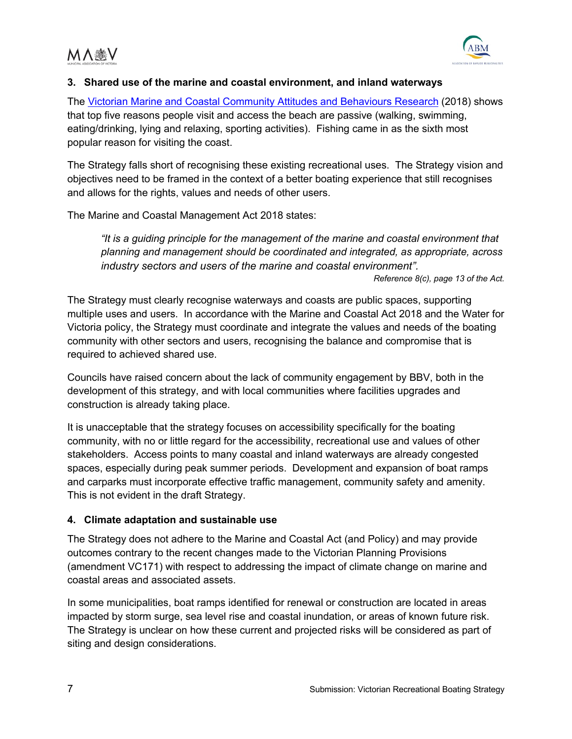## 3. Shared use of the marine and coastal environment, and inland waterways

The [Victorian Marine and Coastal Community Attitudes and Behaviours Research](#) (2018) shows that top five reasons people visit and access the beach are passive (walking, swimming, eating/drinking, lying and relaxing, sporting activities). Fishing came in as the sixth most popular reason for visiting the coast.

The Strategy falls short of recognising these existing recreational uses. The Strategy vision and objectives need to be framed in the context of a better boating experience that still recognises and allows for the rights, values and needs of other users.

The Marine and Coastal Management Act 2018 states:

> *"It is a guiding principle for the management of the marine and coastal environment that planning and management should be coordinated and integrated, as appropriate, across industry sectors and users of the marine and coastal environment".*
>
> *Reference 8(c), page 13 of the Act.*

The Strategy must clearly recognise waterways and coasts are public spaces, supporting multiple uses and users. In accordance with the Marine and Coastal Act 2018 and the Water for Victoria policy, the Strategy must coordinate and integrate the values and needs of the boating community with other sectors and users, recognising the balance and compromise that is required to achieved shared use.

Councils have raised concern about the lack of community engagement by BBV, both in the development of this strategy, and with local communities where facilities upgrades and construction is already taking place.

It is unacceptable that the strategy focuses on accessibility specifically for the boating community, with no or little regard for the accessibility, recreational use and values of other stakeholders. Access points to many coastal and inland waterways are already congested spaces, especially during peak summer periods. Development and expansion of boat ramps and carparks must incorporate effective traffic management, community safety and amenity. This is not evident in the draft Strategy.

## 4. Climate adaptation and sustainable use

The Strategy does not adhere to the Marine and Coastal Act (and Policy) and may provide outcomes contrary to the recent changes made to the Victorian Planning Provisions (amendment VC171) with respect to addressing the impact of climate change on marine and coastal areas and associated assets.

In some municipalities, boat ramps identified for renewal or construction are located in areas impacted by storm surge, sea level rise and coastal inundation, or areas of known future risk. The Strategy is unclear on how these current and projected risks will be considered as part of siting and design considerations.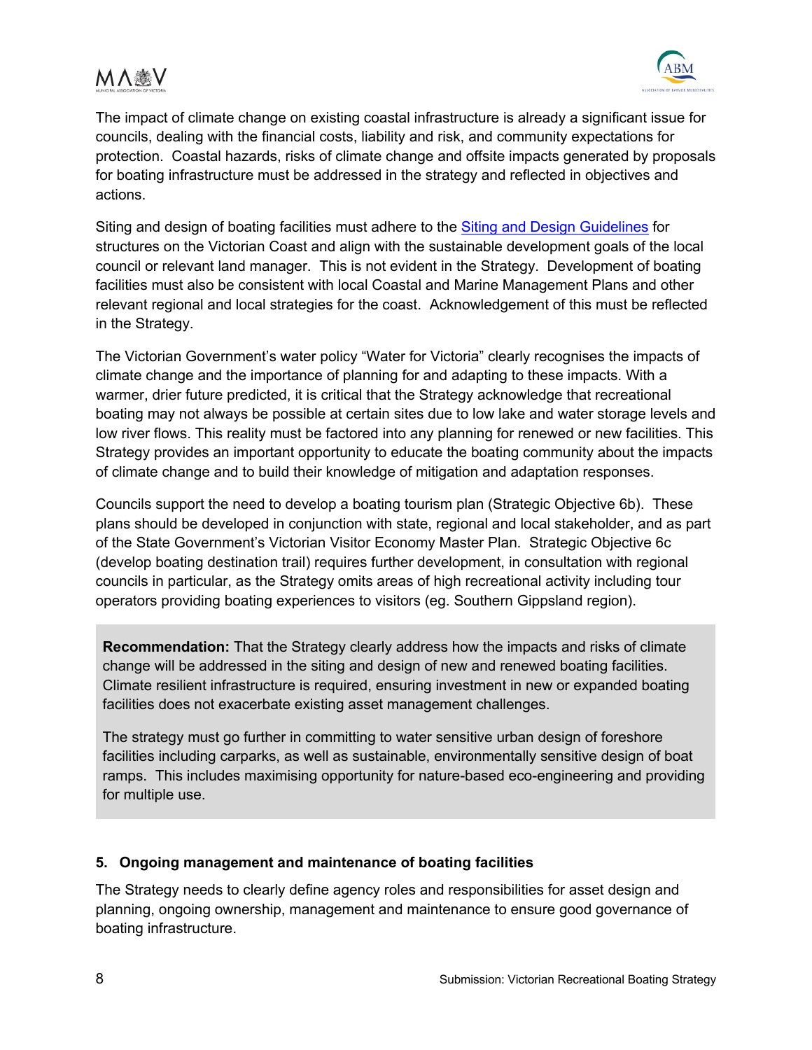The impact of climate change on existing coastal infrastructure is already a significant issue for councils, dealing with the financial costs, liability and risk, and community expectations for protection. Coastal hazards, risks of climate change and offsite impacts generated by proposals for boating infrastructure must be addressed in the strategy and reflected in objectives and actions.

Siting and design of boating facilities must adhere to the [Siting and Design Guidelines]() for structures on the Victorian Coast and align with the sustainable development goals of the local council or relevant land manager. This is not evident in the Strategy. Development of boating facilities must also be consistent with local Coastal and Marine Management Plans and other relevant regional and local strategies for the coast. Acknowledgement of this must be reflected in the Strategy.

The Victorian Government's water policy "Water for Victoria" clearly recognises the impacts of climate change and the importance of planning for and adapting to these impacts. With a warmer, drier future predicted, it is critical that the Strategy acknowledge that recreational boating may not always be possible at certain sites due to low lake and water storage levels and low river flows. This reality must be factored into any planning for renewed or new facilities. This Strategy provides an important opportunity to educate the boating community about the impacts of climate change and to build their knowledge of mitigation and adaptation responses.

Councils support the need to develop a boating tourism plan (Strategic Objective 6b). These plans should be developed in conjunction with state, regional and local stakeholder, and as part of the State Government's Victorian Visitor Economy Master Plan. Strategic Objective 6c (develop boating destination trail) requires further development, in consultation with regional councils in particular, as the Strategy omits areas of high recreational activity including tour operators providing boating experiences to visitors (eg. Southern Gippsland region).

> **Recommendation:** That the Strategy clearly address how the impacts and risks of climate change will be addressed in the siting and design of new and renewed boating facilities. Climate resilient infrastructure is required, ensuring investment in new or expanded boating facilities does not exacerbate existing asset management challenges.
>
> The strategy must go further in committing to water sensitive urban design of foreshore facilities including carparks, as well as sustainable, environmentally sensitive design of boat ramps. This includes maximising opportunity for nature-based eco-engineering and providing for multiple use.

### 5. Ongoing management and maintenance of boating facilities

The Strategy needs to clearly define agency roles and responsibilities for asset design and planning, ongoing ownership, management and maintenance to ensure good governance of boating infrastructure.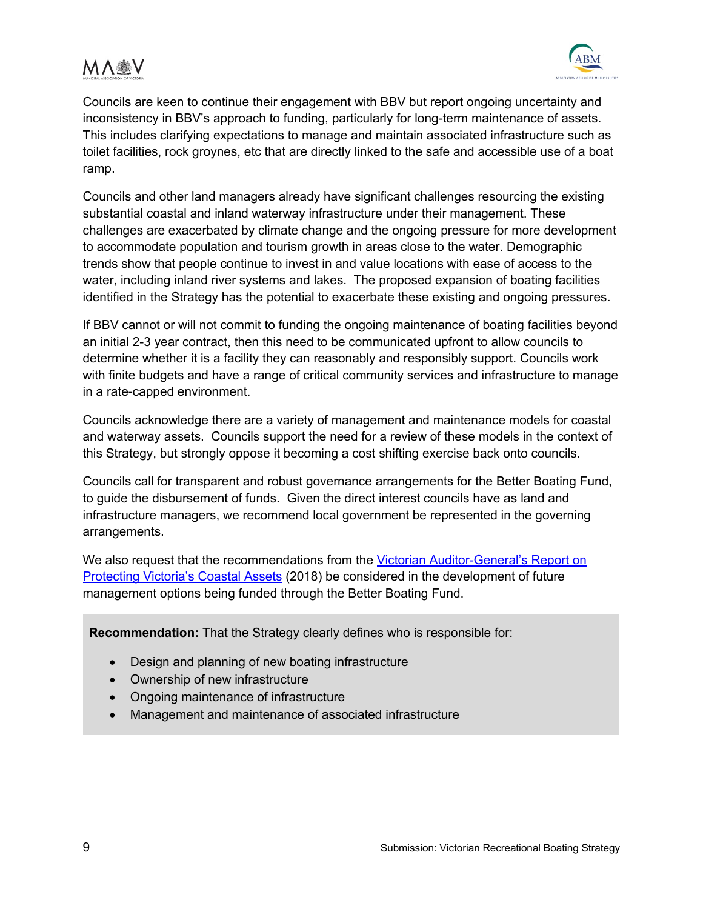Councils are keen to continue their engagement with BBV but report ongoing uncertainty and inconsistency in BBV's approach to funding, particularly for long-term maintenance of assets. This includes clarifying expectations to manage and maintain associated infrastructure such as toilet facilities, rock groynes, etc that are directly linked to the safe and accessible use of a boat ramp.

Councils and other land managers already have significant challenges resourcing the existing substantial coastal and inland waterway infrastructure under their management. These challenges are exacerbated by climate change and the ongoing pressure for more development to accommodate population and tourism growth in areas close to the water. Demographic trends show that people continue to invest in and value locations with ease of access to the water, including inland river systems and lakes. The proposed expansion of boating facilities identified in the Strategy has the potential to exacerbate these existing and ongoing pressures.

If BBV cannot or will not commit to funding the ongoing maintenance of boating facilities beyond an initial 2-3 year contract, then this need to be communicated upfront to allow councils to determine whether it is a facility they can reasonably and responsibly support. Councils work with finite budgets and have a range of critical community services and infrastructure to manage in a rate-capped environment.

Councils acknowledge there are a variety of management and maintenance models for coastal and waterway assets. Councils support the need for a review of these models in the context of this Strategy, but strongly oppose it becoming a cost shifting exercise back onto councils.

Councils call for transparent and robust governance arrangements for the Better Boating Fund, to guide the disbursement of funds. Given the direct interest councils have as land and infrastructure managers, we recommend local government be represented in the governing arrangements.

We also request that the recommendations from the Victorian Auditor-General's Report on Protecting Victoria's Coastal Assets (2018) be considered in the development of future management options being funded through the Better Boating Fund.

**Recommendation:** That the Strategy clearly defines who is responsible for:

- Design and planning of new boating infrastructure
- Ownership of new infrastructure
- Ongoing maintenance of infrastructure
- Management and maintenance of associated infrastructure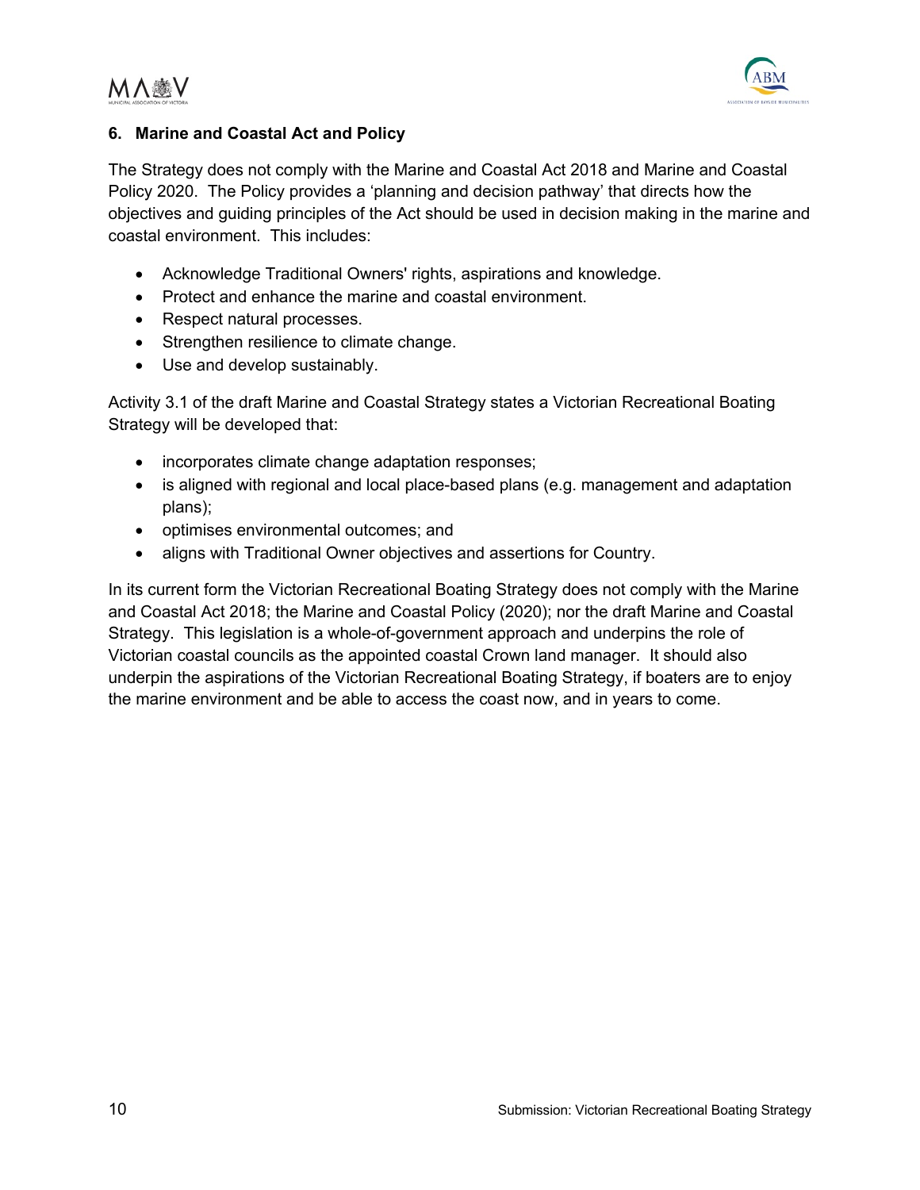## 6. Marine and Coastal Act and Policy

The Strategy does not comply with the Marine and Coastal Act 2018 and Marine and Coastal Policy 2020. The Policy provides a 'planning and decision pathway' that directs how the objectives and guiding principles of the Act should be used in decision making in the marine and coastal environment. This includes:

- Acknowledge Traditional Owners' rights, aspirations and knowledge.
- Protect and enhance the marine and coastal environment.
- Respect natural processes.
- Strengthen resilience to climate change.
- Use and develop sustainably.

Activity 3.1 of the draft Marine and Coastal Strategy states a Victorian Recreational Boating Strategy will be developed that:

- incorporates climate change adaptation responses;
- is aligned with regional and local place-based plans (e.g. management and adaptation plans);
- optimises environmental outcomes; and
- aligns with Traditional Owner objectives and assertions for Country.

In its current form the Victorian Recreational Boating Strategy does not comply with the Marine and Coastal Act 2018; the Marine and Coastal Policy (2020); nor the draft Marine and Coastal Strategy. This legislation is a whole-of-government approach and underpins the role of Victorian coastal councils as the appointed coastal Crown land manager. It should also underpin the aspirations of the Victorian Recreational Boating Strategy, if boaters are to enjoy the marine environment and be able to access the coast now, and in years to come.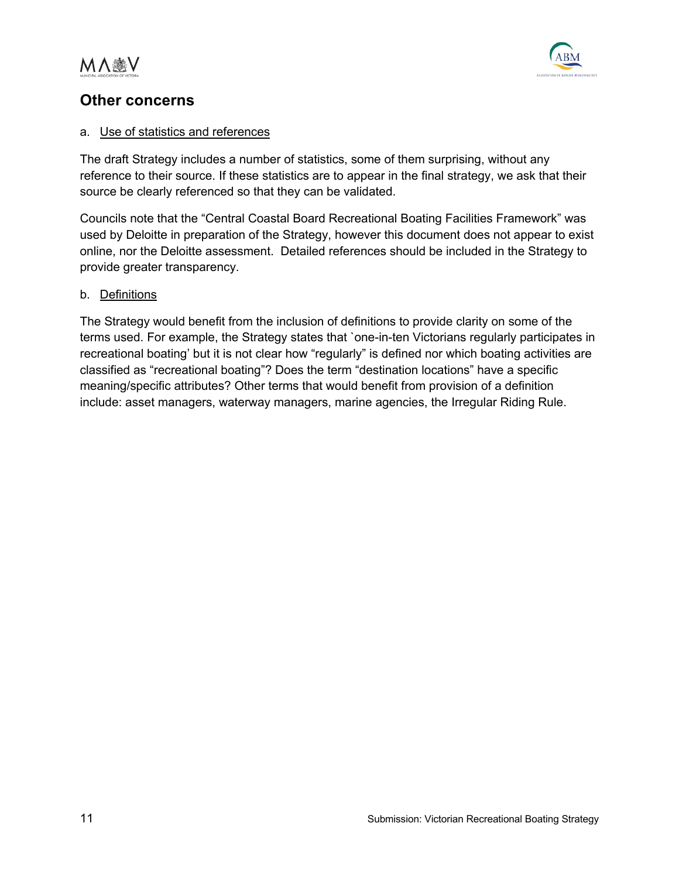## Other concerns

a. Use of statistics and references

The draft Strategy includes a number of statistics, some of them surprising, without any reference to their source. If these statistics are to appear in the final strategy, we ask that their source be clearly referenced so that they can be validated.

Councils note that the "Central Coastal Board Recreational Boating Facilities Framework" was used by Deloitte in preparation of the Strategy, however this document does not appear to exist online, nor the Deloitte assessment. Detailed references should be included in the Strategy to provide greater transparency.

b. Definitions

The Strategy would benefit from the inclusion of definitions to provide clarity on some of the terms used. For example, the Strategy states that `one-in-ten Victorians regularly participates in recreational boating' but it is not clear how "regularly" is defined nor which boating activities are classified as "recreational boating"? Does the term "destination locations" have a specific meaning/specific attributes? Other terms that would benefit from provision of a definition include: asset managers, waterway managers, marine agencies, the Irregular Riding Rule.